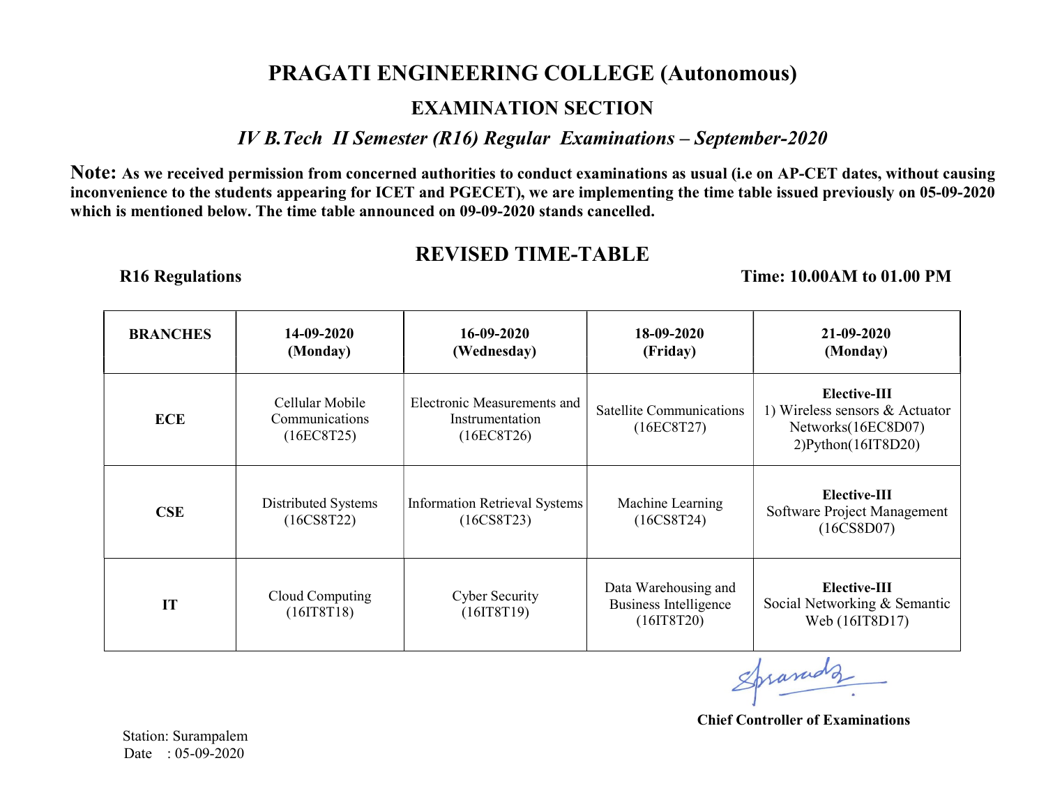# PRAGATI ENGINEERING COLLEGE (Autonomous)

## EXAMINATION SECTION

### *IV B.Tech II Semester (R16) Regular Examinations – September-2020*

**Note: As we received permission from concerned authorities to conduct examinations as usual (i.e on AP-CET dates, without causing inconvenience to the students appearing for ICET and PGECET), we are implementing the time table issued previously on 05-09-2020 which is mentioned below. The time table announced on 09-09-2020 stands cancelled.**

## REVISED TIME-TABLE

**R16 Regulations** **Time: 10.00AM to 01.00 PM**

| BRANCHES | 14-09-2020 (Monday) | 16-09-2020 (Wednesday) | 18-09-2020 (Friday) | 21-09-2020 (Monday) |
|---|---|---|---|---|
| **ECE** | Cellular Mobile Communications (16EC8T25) | Electronic Measurements and Instrumentation (16EC8T26) | Satellite Communications (16EC8T27) | **Elective-III** 1) Wireless sensors & Actuator Networks(16EC8D07) 2)Python(16IT8D20) |
| **CSE** | Distributed Systems (16CS8T22) | Information Retrieval Systems (16CS8T23) | Machine Learning (16CS8T24) | **Elective-III** Software Project Management (16CS8D07) |
| **IT** | Cloud Computing (16IT8T18) | Cyber Security (16IT8T19) | Data Warehousing and Business Intelligence (16IT8T20) | **Elective-III** Social Networking & Semantic Web (16IT8D17) |

**Chief Controller of Examinations**

Station: Surampalem
Date : 05-09-2020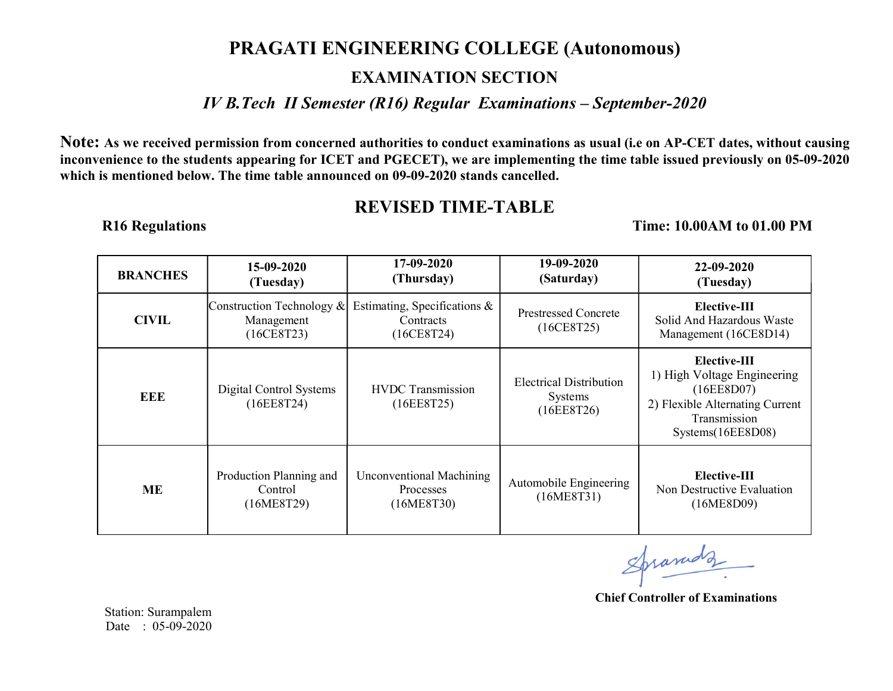# PRAGATI ENGINEERING COLLEGE (Autonomous)

## EXAMINATION SECTION

### *IV B.Tech II Semester (R16) Regular Examinations – September-2020*

**Note: As we received permission from concerned authorities to conduct examinations as usual (i.e on AP-CET dates, without causing inconvenience to the students appearing for ICET and PGECET), we are implementing the time table issued previously on 05-09-2020 which is mentioned below. The time table announced on 09-09-2020 stands cancelled.**

## REVISED TIME-TABLE

**R16 Regulations** **Time: 10.00AM to 01.00 PM**

| BRANCHES | 15-09-2020 (Tuesday) | 17-09-2020 (Thursday) | 19-09-2020 (Saturday) | 22-09-2020 (Tuesday) |
|---|---|---|---|---|
| **CIVIL** | Construction Technology & Management (16CE8T23) | Estimating, Specifications & Contracts (16CE8T24) | Prestressed Concrete (16CE8T25) | **Elective-III** Solid And Hazardous Waste Management (16CE8D14) |
| **EEE** | Digital Control Systems (16EE8T24) | HVDC Transmission (16EE8T25) | Electrical Distribution Systems (16EE8T26) | **Elective-III** 1) High Voltage Engineering (16EE8D07) 2) Flexible Alternating Current Transmission Systems(16EE8D08) |
| **ME** | Production Planning and Control (16ME8T29) | Unconventional Machining Processes (16ME8T30) | Automobile Engineering (16ME8T31) | **Elective-III** Non Destructive Evaluation (16ME8D09) |

**Chief Controller of Examinations**

Station: Surampalem
Date : 05-09-2020